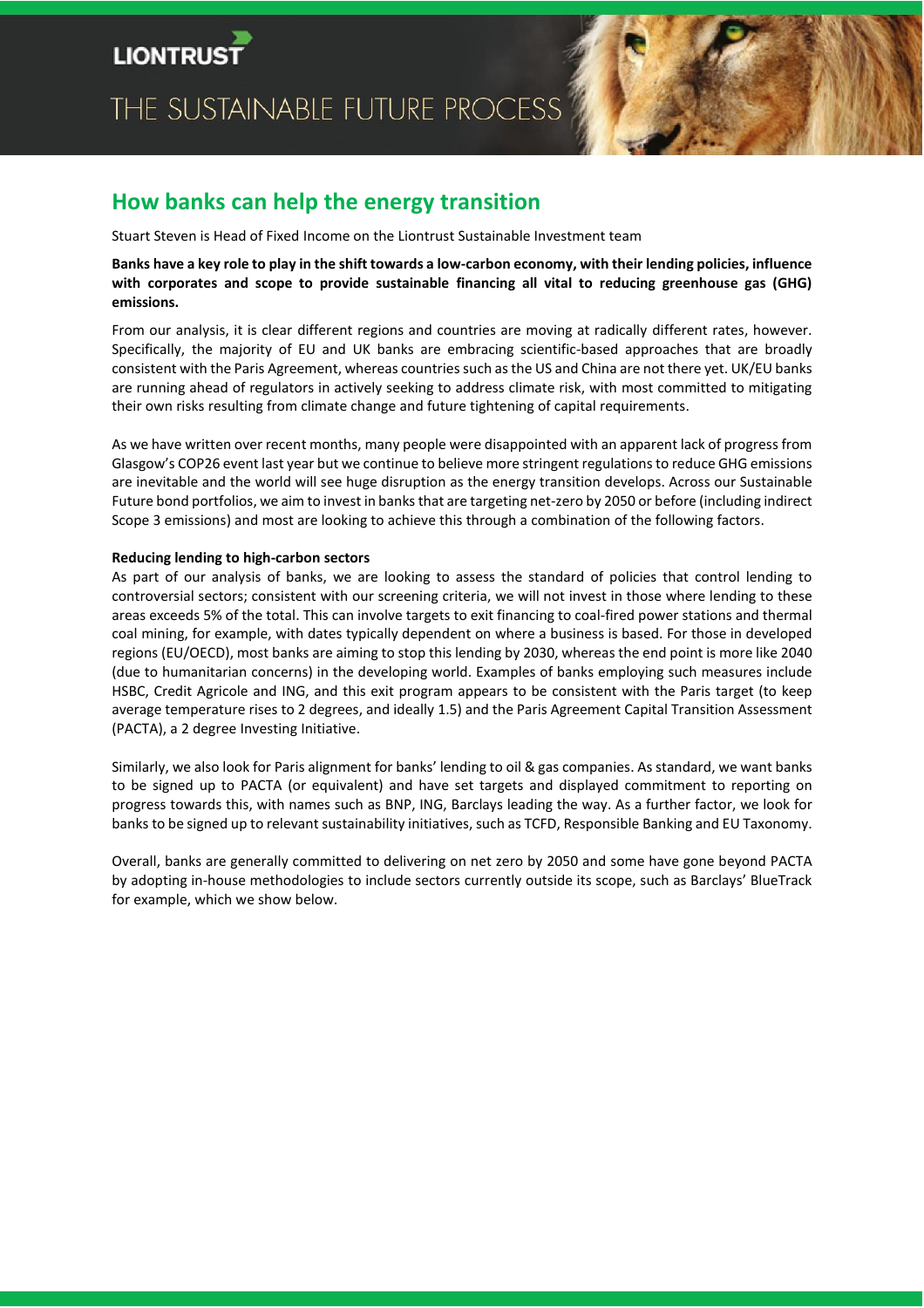# How banks can help the energy transition

Stuart Steven is Head of Fixed Income on the Liontrust Sustainable Investment team

**Banks have a key role to play in the shift towards a low-carbon economy, with their lending policies, influence with corporates and scope to provide sustainable financing all vital to reducing greenhouse gas (GHG) emissions.**

From our analysis, it is clear different regions and countries are moving at radically different rates, however. Specifically, the majority of EU and UK banks are embracing scientific-based approaches that are broadly consistent with the Paris Agreement, whereas countries such as the US and China are not there yet. UK/EU banks are running ahead of regulators in actively seeking to address climate risk, with most committed to mitigating their own risks resulting from climate change and future tightening of capital requirements.

As we have written over recent months, many people were disappointed with an apparent lack of progress from Glasgow's COP26 event last year but we continue to believe more stringent regulations to reduce GHG emissions are inevitable and the world will see huge disruption as the energy transition develops. Across our Sustainable Future bond portfolios, we aim to invest in banks that are targeting net-zero by 2050 or before (including indirect Scope 3 emissions) and most are looking to achieve this through a combination of the following factors.

**Reducing lending to high-carbon sectors**

As part of our analysis of banks, we are looking to assess the standard of policies that control lending to controversial sectors; consistent with our screening criteria, we will not invest in those where lending to these areas exceeds 5% of the total. This can involve targets to exit financing to coal-fired power stations and thermal coal mining, for example, with dates typically dependent on where a business is based. For those in developed regions (EU/OECD), most banks are aiming to stop this lending by 2030, whereas the end point is more like 2040 (due to humanitarian concerns) in the developing world. Examples of banks employing such measures include HSBC, Credit Agricole and ING, and this exit program appears to be consistent with the Paris target (to keep average temperature rises to 2 degrees, and ideally 1.5) and the Paris Agreement Capital Transition Assessment (PACTA), a 2 degree Investing Initiative.

Similarly, we also look for Paris alignment for banks' lending to oil & gas companies. As standard, we want banks to be signed up to PACTA (or equivalent) and have set targets and displayed commitment to reporting on progress towards this, with names such as BNP, ING, Barclays leading the way. As a further factor, we look for banks to be signed up to relevant sustainability initiatives, such as TCFD, Responsible Banking and EU Taxonomy.

Overall, banks are generally committed to delivering on net zero by 2050 and some have gone beyond PACTA by adopting in-house methodologies to include sectors currently outside its scope, such as Barclays' BlueTrack for example, which we show below.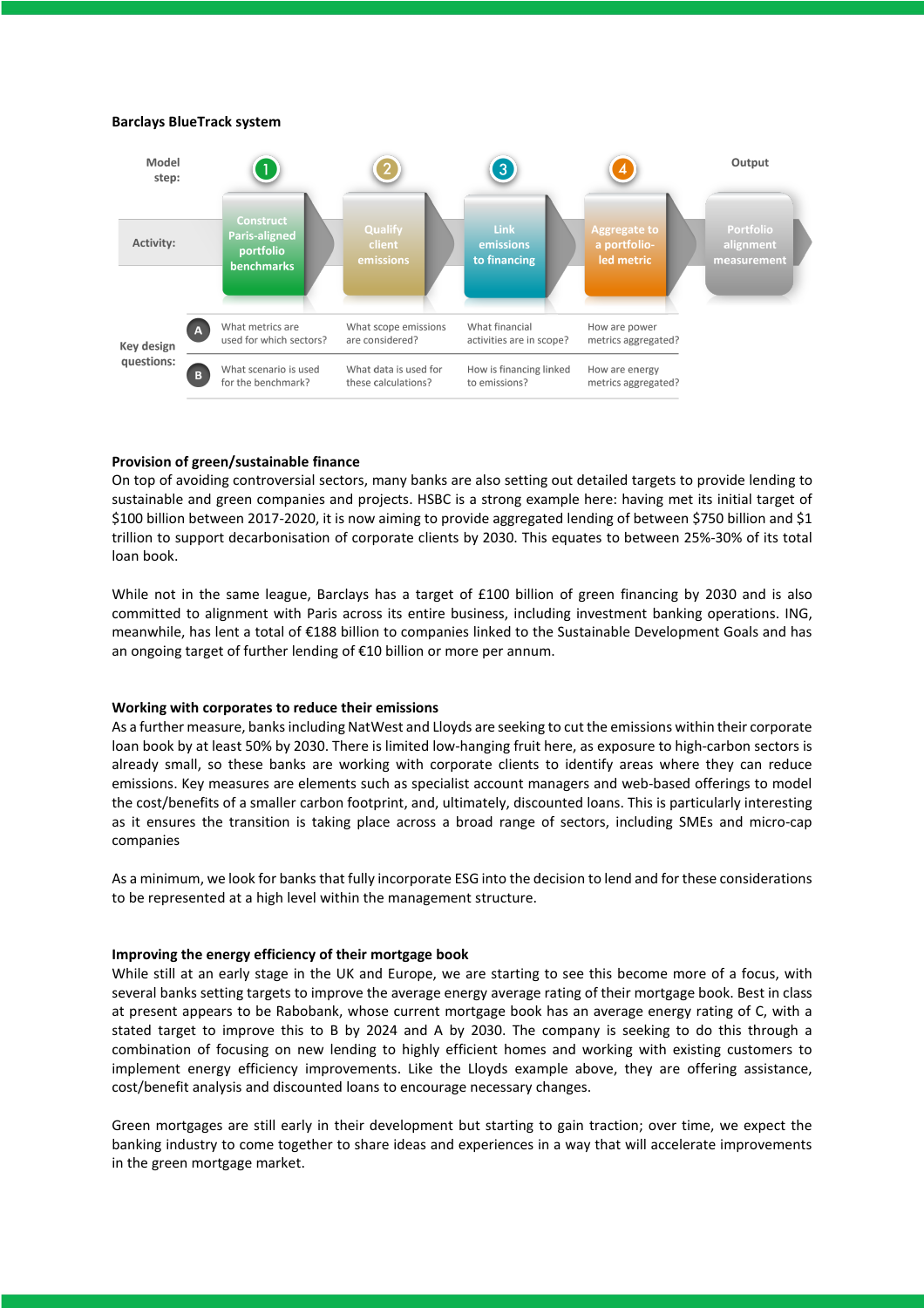**Barclays BlueTrack system**

| Model step: | 1 | 2 | 3 | 4 | Output |
|---|---|---|---|---|---|
| Activity: | Construct Paris-aligned portfolio benchmarks | Qualify client emissions | Link emissions to financing | Aggregate to a portfolio-led metric | Portfolio alignment measurement |
| Key design questions: A | What metrics are used for which sectors? | What scope emissions are considered? | What financial activities are in scope? | How are power metrics aggregated? | |
| Key design questions: B | What scenario is used for the benchmark? | What data is used for these calculations? | How is financing linked to emissions? | How are energy metrics aggregated? | |

**Provision of green/sustainable finance**

On top of avoiding controversial sectors, many banks are also setting out detailed targets to provide lending to sustainable and green companies and projects. HSBC is a strong example here: having met its initial target of \$100 billion between 2017-2020, it is now aiming to provide aggregated lending of between \$750 billion and \$1 trillion to support decarbonisation of corporate clients by 2030. This equates to between 25%-30% of its total loan book.

While not in the same league, Barclays has a target of £100 billion of green financing by 2030 and is also committed to alignment with Paris across its entire business, including investment banking operations. ING, meanwhile, has lent a total of €188 billion to companies linked to the Sustainable Development Goals and has an ongoing target of further lending of €10 billion or more per annum.

**Working with corporates to reduce their emissions**

As a further measure, banks including NatWest and Lloyds are seeking to cut the emissions within their corporate loan book by at least 50% by 2030. There is limited low-hanging fruit here, as exposure to high-carbon sectors is already small, so these banks are working with corporate clients to identify areas where they can reduce emissions. Key measures are elements such as specialist account managers and web-based offerings to model the cost/benefits of a smaller carbon footprint, and, ultimately, discounted loans. This is particularly interesting as it ensures the transition is taking place across a broad range of sectors, including SMEs and micro-cap companies

As a minimum, we look for banks that fully incorporate ESG into the decision to lend and for these considerations to be represented at a high level within the management structure.

**Improving the energy efficiency of their mortgage book**

While still at an early stage in the UK and Europe, we are starting to see this become more of a focus, with several banks setting targets to improve the average energy average rating of their mortgage book. Best in class at present appears to be Rabobank, whose current mortgage book has an average energy rating of C, with a stated target to improve this to B by 2024 and A by 2030. The company is seeking to do this through a combination of focusing on new lending to highly efficient homes and working with existing customers to implement energy efficiency improvements. Like the Lloyds example above, they are offering assistance, cost/benefit analysis and discounted loans to encourage necessary changes.

Green mortgages are still early in their development but starting to gain traction; over time, we expect the banking industry to come together to share ideas and experiences in a way that will accelerate improvements in the green mortgage market.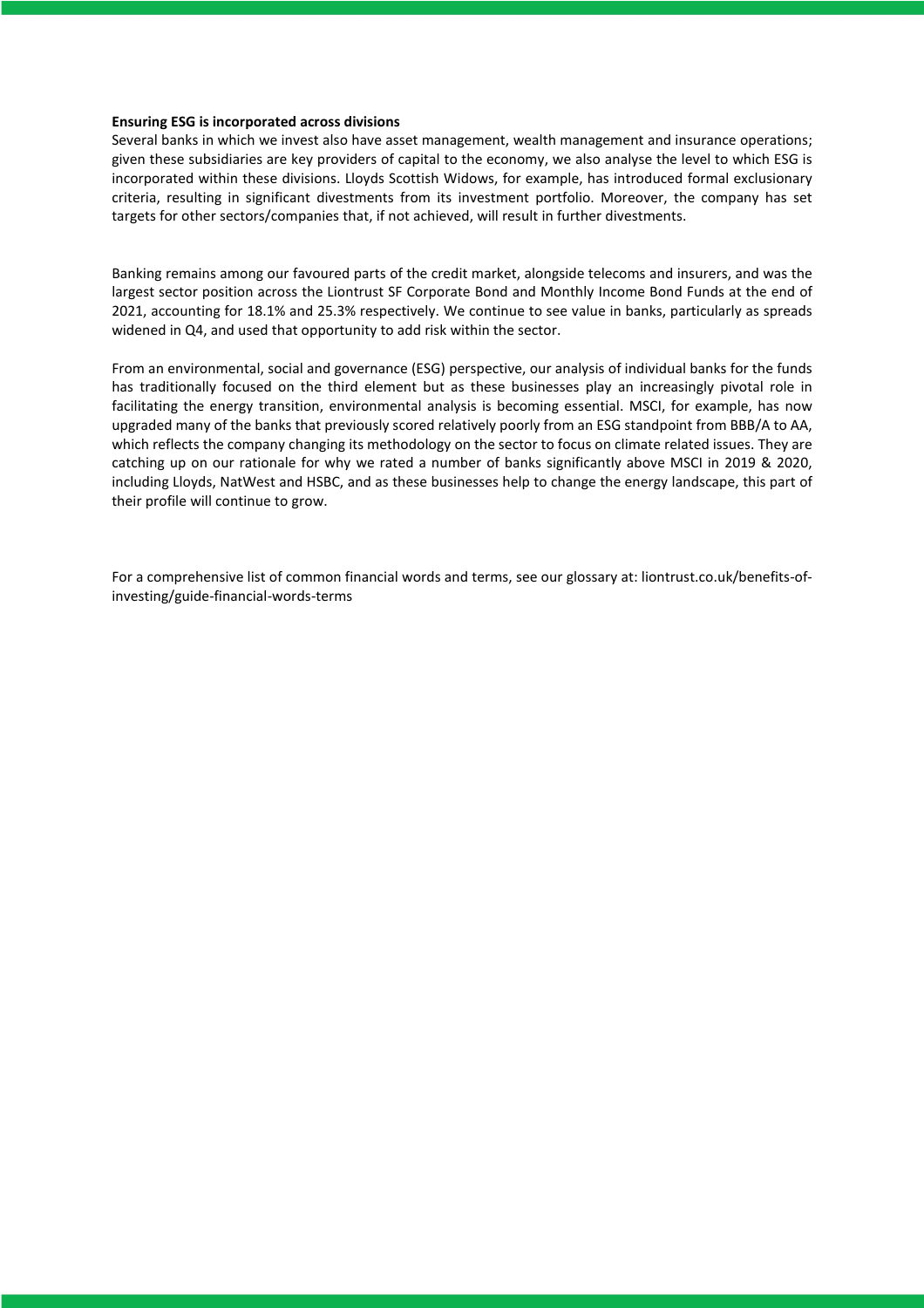**Ensuring ESG is incorporated across divisions**

Several banks in which we invest also have asset management, wealth management and insurance operations; given these subsidiaries are key providers of capital to the economy, we also analyse the level to which ESG is incorporated within these divisions. Lloyds Scottish Widows, for example, has introduced formal exclusionary criteria, resulting in significant divestments from its investment portfolio. Moreover, the company has set targets for other sectors/companies that, if not achieved, will result in further divestments.

Banking remains among our favoured parts of the credit market, alongside telecoms and insurers, and was the largest sector position across the Liontrust SF Corporate Bond and Monthly Income Bond Funds at the end of 2021, accounting for 18.1% and 25.3% respectively. We continue to see value in banks, particularly as spreads widened in Q4, and used that opportunity to add risk within the sector.

From an environmental, social and governance (ESG) perspective, our analysis of individual banks for the funds has traditionally focused on the third element but as these businesses play an increasingly pivotal role in facilitating the energy transition, environmental analysis is becoming essential. MSCI, for example, has now upgraded many of the banks that previously scored relatively poorly from an ESG standpoint from BBB/A to AA, which reflects the company changing its methodology on the sector to focus on climate related issues. They are catching up on our rationale for why we rated a number of banks significantly above MSCI in 2019 & 2020, including Lloyds, NatWest and HSBC, and as these businesses help to change the energy landscape, this part of their profile will continue to grow.

For a comprehensive list of common financial words and terms, see our glossary at: liontrust.co.uk/benefits-of-investing/guide-financial-words-terms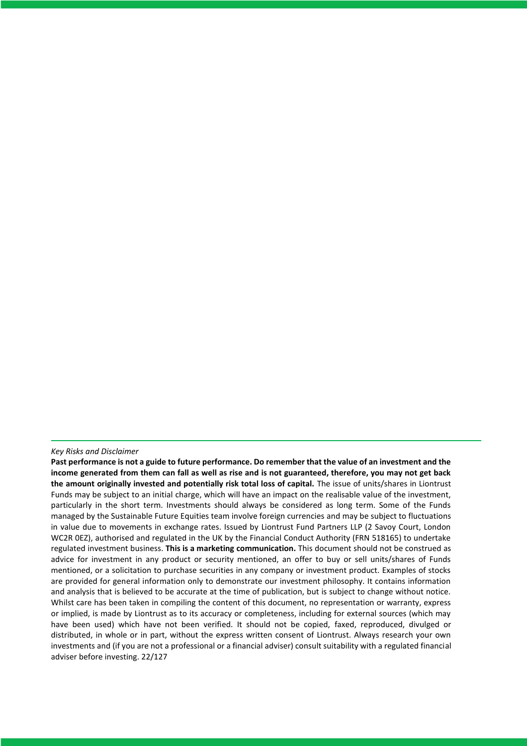*Key Risks and Disclaimer*

**Past performance is not a guide to future performance. Do remember that the value of an investment and the income generated from them can fall as well as rise and is not guaranteed, therefore, you may not get back the amount originally invested and potentially risk total loss of capital.** The issue of units/shares in Liontrust Funds may be subject to an initial charge, which will have an impact on the realisable value of the investment, particularly in the short term. Investments should always be considered as long term. Some of the Funds managed by the Sustainable Future Equities team involve foreign currencies and may be subject to fluctuations in value due to movements in exchange rates. Issued by Liontrust Fund Partners LLP (2 Savoy Court, London WC2R 0EZ), authorised and regulated in the UK by the Financial Conduct Authority (FRN 518165) to undertake regulated investment business. **This is a marketing communication.** This document should not be construed as advice for investment in any product or security mentioned, an offer to buy or sell units/shares of Funds mentioned, or a solicitation to purchase securities in any company or investment product. Examples of stocks are provided for general information only to demonstrate our investment philosophy. It contains information and analysis that is believed to be accurate at the time of publication, but is subject to change without notice. Whilst care has been taken in compiling the content of this document, no representation or warranty, express or implied, is made by Liontrust as to its accuracy or completeness, including for external sources (which may have been used) which have not been verified. It should not be copied, faxed, reproduced, divulged or distributed, in whole or in part, without the express written consent of Liontrust. Always research your own investments and (if you are not a professional or a financial adviser) consult suitability with a regulated financial adviser before investing. 22/127